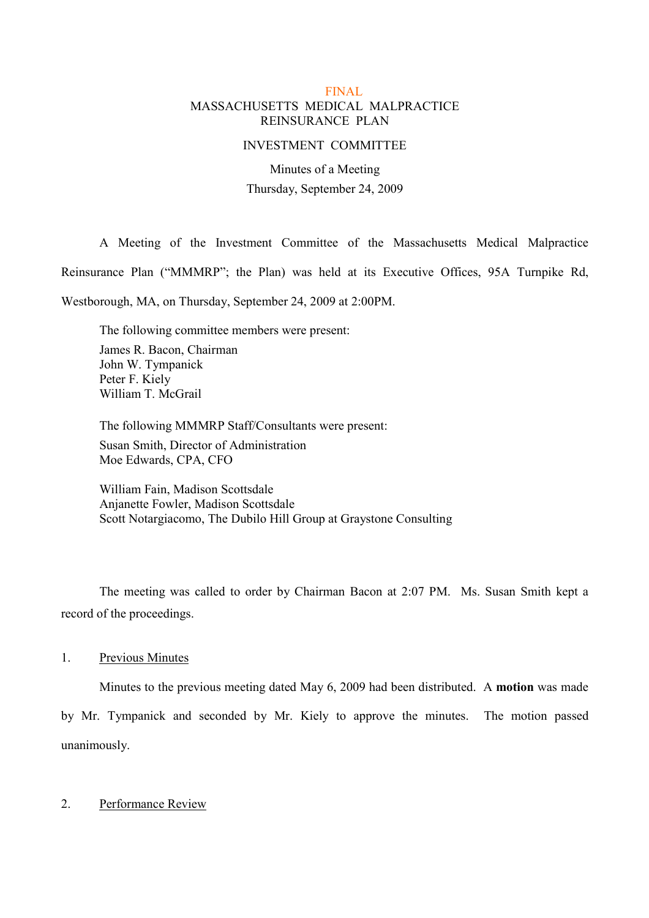FINAL

# MASSACHUSETTS MEDICAL MALPRACTICE REINSURANCE PLAN

## INVESTMENT COMMITTEE

Minutes of a Meeting

Thursday, September 24, 2009

A Meeting of the Investment Committee of the Massachusetts Medical Malpractice Reinsurance Plan ("MMMRP"; the Plan) was held at its Executive Offices, 95A Turnpike Rd, Westborough, MA, on Thursday, September 24, 2009 at 2:00PM.

The following committee members were present:

James R. Bacon, Chairman
John W. Tympanick
Peter F. Kiely
William T. McGrail

The following MMMRP Staff/Consultants were present:

Susan Smith, Director of Administration
Moe Edwards, CPA, CFO

William Fain, Madison Scottsdale
Anjanette Fowler, Madison Scottsdale
Scott Notargiacomo, The Dubilo Hill Group at Graystone Consulting

The meeting was called to order by Chairman Bacon at 2:07 PM. Ms. Susan Smith kept a record of the proceedings.

1. Previous Minutes

Minutes to the previous meeting dated May 6, 2009 had been distributed. A **motion** was made by Mr. Tympanick and seconded by Mr. Kiely to approve the minutes. The motion passed unanimously.

2. Performance Review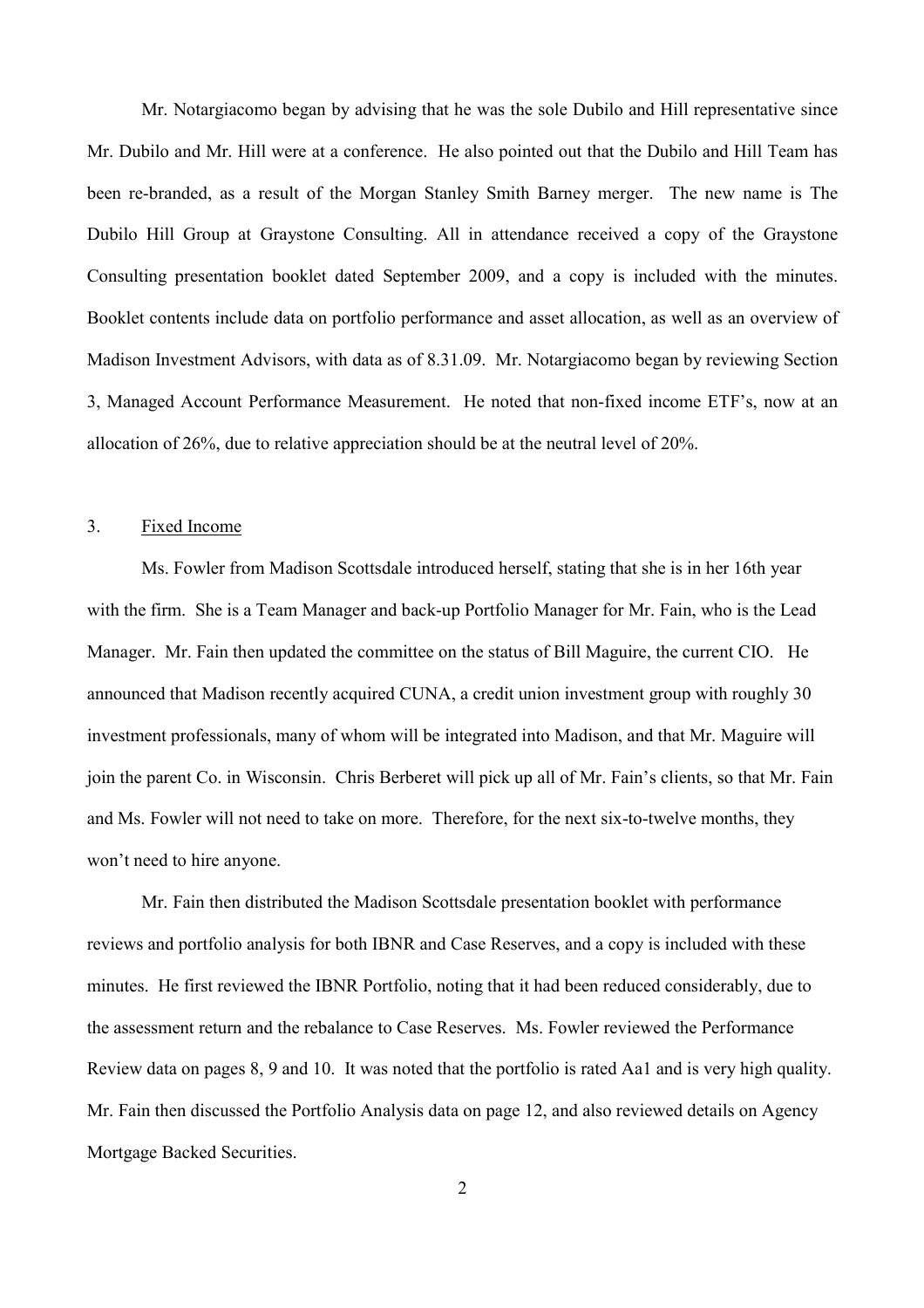Mr. Notargiacomo began by advising that he was the sole Dubilo and Hill representative since Mr. Dubilo and Mr. Hill were at a conference. He also pointed out that the Dubilo and Hill Team has been re-branded, as a result of the Morgan Stanley Smith Barney merger. The new name is The Dubilo Hill Group at Graystone Consulting. All in attendance received a copy of the Graystone Consulting presentation booklet dated September 2009, and a copy is included with the minutes. Booklet contents include data on portfolio performance and asset allocation, as well as an overview of Madison Investment Advisors, with data as of 8.31.09. Mr. Notargiacomo began by reviewing Section 3, Managed Account Performance Measurement. He noted that non-fixed income ETF's, now at an allocation of 26%, due to relative appreciation should be at the neutral level of 20%.

3. Fixed Income

Ms. Fowler from Madison Scottsdale introduced herself, stating that she is in her 16th year with the firm. She is a Team Manager and back-up Portfolio Manager for Mr. Fain, who is the Lead Manager. Mr. Fain then updated the committee on the status of Bill Maguire, the current CIO. He announced that Madison recently acquired CUNA, a credit union investment group with roughly 30 investment professionals, many of whom will be integrated into Madison, and that Mr. Maguire will join the parent Co. in Wisconsin. Chris Berberet will pick up all of Mr. Fain's clients, so that Mr. Fain and Ms. Fowler will not need to take on more. Therefore, for the next six-to-twelve months, they won't need to hire anyone.

Mr. Fain then distributed the Madison Scottsdale presentation booklet with performance reviews and portfolio analysis for both IBNR and Case Reserves, and a copy is included with these minutes. He first reviewed the IBNR Portfolio, noting that it had been reduced considerably, due to the assessment return and the rebalance to Case Reserves. Ms. Fowler reviewed the Performance Review data on pages 8, 9 and 10. It was noted that the portfolio is rated Aa1 and is very high quality. Mr. Fain then discussed the Portfolio Analysis data on page 12, and also reviewed details on Agency Mortgage Backed Securities.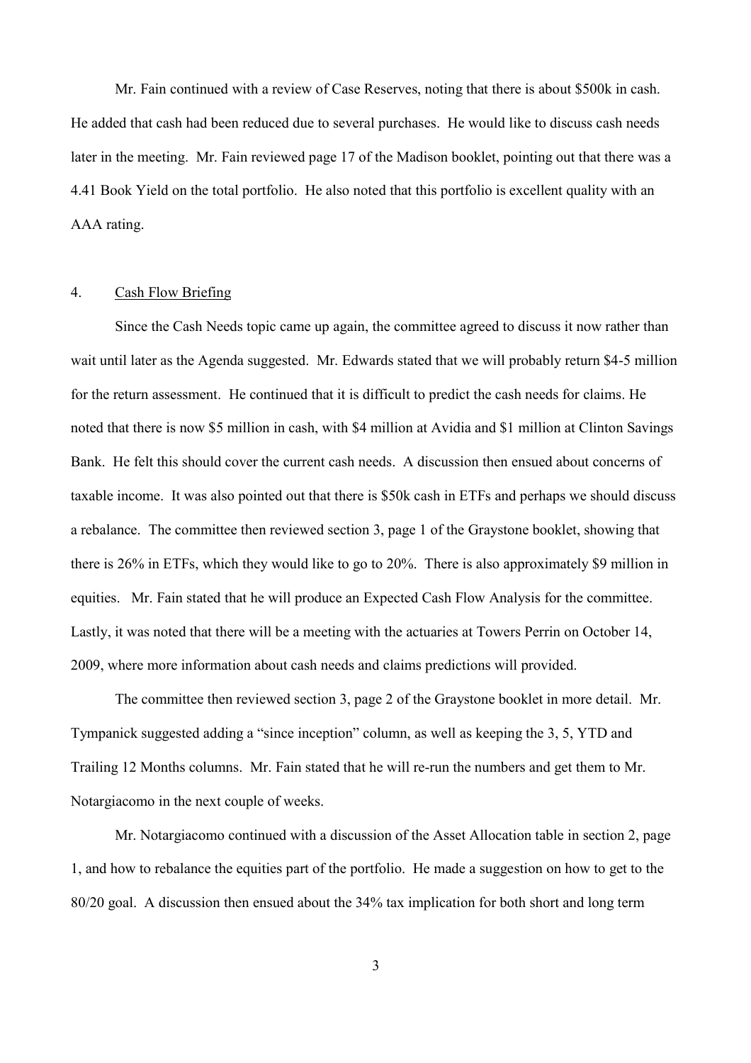Mr. Fain continued with a review of Case Reserves, noting that there is about $500k in cash. He added that cash had been reduced due to several purchases. He would like to discuss cash needs later in the meeting. Mr. Fain reviewed page 17 of the Madison booklet, pointing out that there was a 4.41 Book Yield on the total portfolio. He also noted that this portfolio is excellent quality with an AAA rating.

4. Cash Flow Briefing

Since the Cash Needs topic came up again, the committee agreed to discuss it now rather than wait until later as the Agenda suggested. Mr. Edwards stated that we will probably return $4-5 million for the return assessment. He continued that it is difficult to predict the cash needs for claims. He noted that there is now $5 million in cash, with $4 million at Avidia and $1 million at Clinton Savings Bank. He felt this should cover the current cash needs. A discussion then ensued about concerns of taxable income. It was also pointed out that there is $50k cash in ETFs and perhaps we should discuss a rebalance. The committee then reviewed section 3, page 1 of the Graystone booklet, showing that there is 26% in ETFs, which they would like to go to 20%. There is also approximately $9 million in equities. Mr. Fain stated that he will produce an Expected Cash Flow Analysis for the committee. Lastly, it was noted that there will be a meeting with the actuaries at Towers Perrin on October 14, 2009, where more information about cash needs and claims predictions will provided.

The committee then reviewed section 3, page 2 of the Graystone booklet in more detail. Mr. Tympanick suggested adding a "since inception" column, as well as keeping the 3, 5, YTD and Trailing 12 Months columns. Mr. Fain stated that he will re-run the numbers and get them to Mr. Notargiacomo in the next couple of weeks.

Mr. Notargiacomo continued with a discussion of the Asset Allocation table in section 2, page 1, and how to rebalance the equities part of the portfolio. He made a suggestion on how to get to the 80/20 goal. A discussion then ensued about the 34% tax implication for both short and long term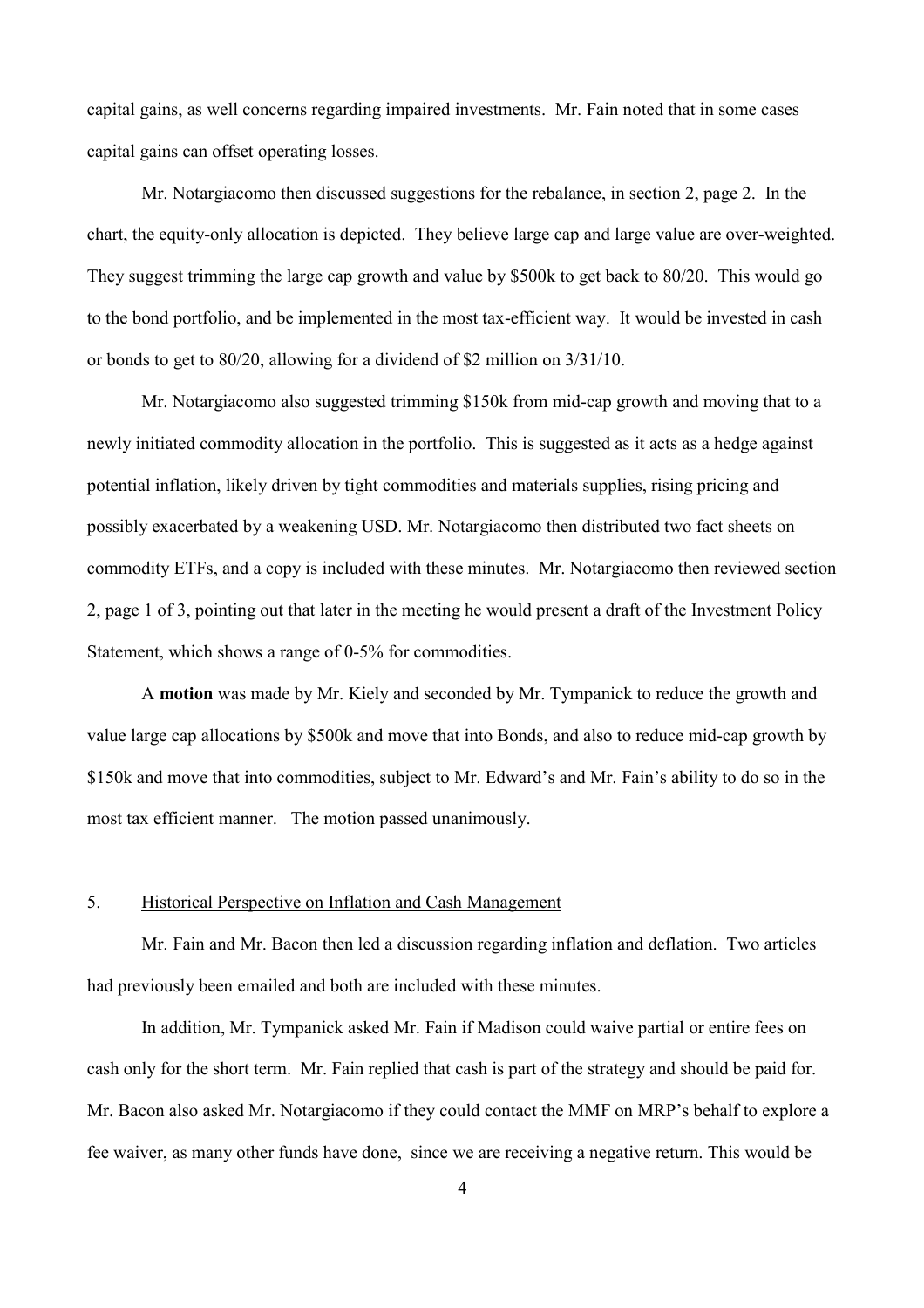capital gains, as well concerns regarding impaired investments. Mr. Fain noted that in some cases capital gains can offset operating losses.

Mr. Notargiacomo then discussed suggestions for the rebalance, in section 2, page 2. In the chart, the equity-only allocation is depicted. They believe large cap and large value are over-weighted. They suggest trimming the large cap growth and value by $500k to get back to 80/20. This would go to the bond portfolio, and be implemented in the most tax-efficient way. It would be invested in cash or bonds to get to 80/20, allowing for a dividend of $2 million on 3/31/10.

Mr. Notargiacomo also suggested trimming $150k from mid-cap growth and moving that to a newly initiated commodity allocation in the portfolio. This is suggested as it acts as a hedge against potential inflation, likely driven by tight commodities and materials supplies, rising pricing and possibly exacerbated by a weakening USD. Mr. Notargiacomo then distributed two fact sheets on commodity ETFs, and a copy is included with these minutes. Mr. Notargiacomo then reviewed section 2, page 1 of 3, pointing out that later in the meeting he would present a draft of the Investment Policy Statement, which shows a range of 0-5% for commodities.

A **motion** was made by Mr. Kiely and seconded by Mr. Tympanick to reduce the growth and value large cap allocations by $500k and move that into Bonds, and also to reduce mid-cap growth by $150k and move that into commodities, subject to Mr. Edward's and Mr. Fain's ability to do so in the most tax efficient manner. The motion passed unanimously.

5. Historical Perspective on Inflation and Cash Management

Mr. Fain and Mr. Bacon then led a discussion regarding inflation and deflation. Two articles had previously been emailed and both are included with these minutes.

In addition, Mr. Tympanick asked Mr. Fain if Madison could waive partial or entire fees on cash only for the short term. Mr. Fain replied that cash is part of the strategy and should be paid for. Mr. Bacon also asked Mr. Notargiacomo if they could contact the MMF on MRP's behalf to explore a fee waiver, as many other funds have done, since we are receiving a negative return. This would be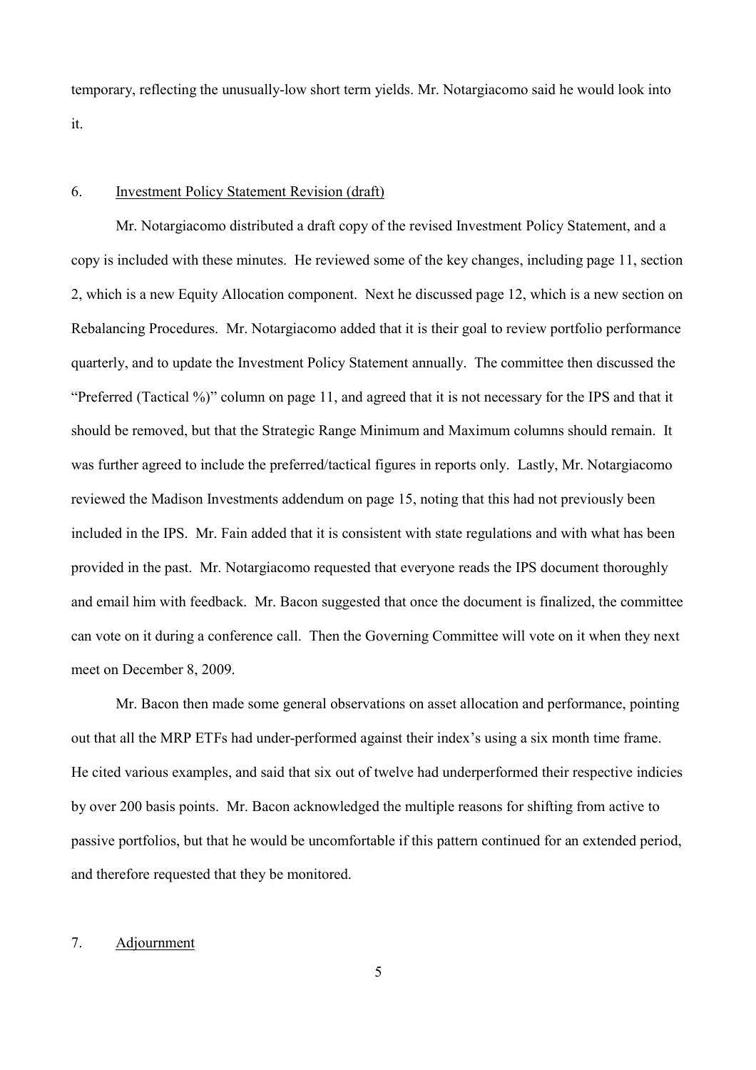temporary, reflecting the unusually-low short term yields. Mr. Notargiacomo said he would look into it.

6. <u>Investment Policy Statement Revision (draft)</u>

Mr. Notargiacomo distributed a draft copy of the revised Investment Policy Statement, and a copy is included with these minutes. He reviewed some of the key changes, including page 11, section 2, which is a new Equity Allocation component. Next he discussed page 12, which is a new section on Rebalancing Procedures. Mr. Notargiacomo added that it is their goal to review portfolio performance quarterly, and to update the Investment Policy Statement annually. The committee then discussed the "Preferred (Tactical %)" column on page 11, and agreed that it is not necessary for the IPS and that it should be removed, but that the Strategic Range Minimum and Maximum columns should remain. It was further agreed to include the preferred/tactical figures in reports only. Lastly, Mr. Notargiacomo reviewed the Madison Investments addendum on page 15, noting that this had not previously been included in the IPS. Mr. Fain added that it is consistent with state regulations and with what has been provided in the past. Mr. Notargiacomo requested that everyone reads the IPS document thoroughly and email him with feedback. Mr. Bacon suggested that once the document is finalized, the committee can vote on it during a conference call. Then the Governing Committee will vote on it when they next meet on December 8, 2009.

Mr. Bacon then made some general observations on asset allocation and performance, pointing out that all the MRP ETFs had under-performed against their index's using a six month time frame. He cited various examples, and said that six out of twelve had underperformed their respective indicies by over 200 basis points. Mr. Bacon acknowledged the multiple reasons for shifting from active to passive portfolios, but that he would be uncomfortable if this pattern continued for an extended period, and therefore requested that they be monitored.

7. <u>Adjournment</u>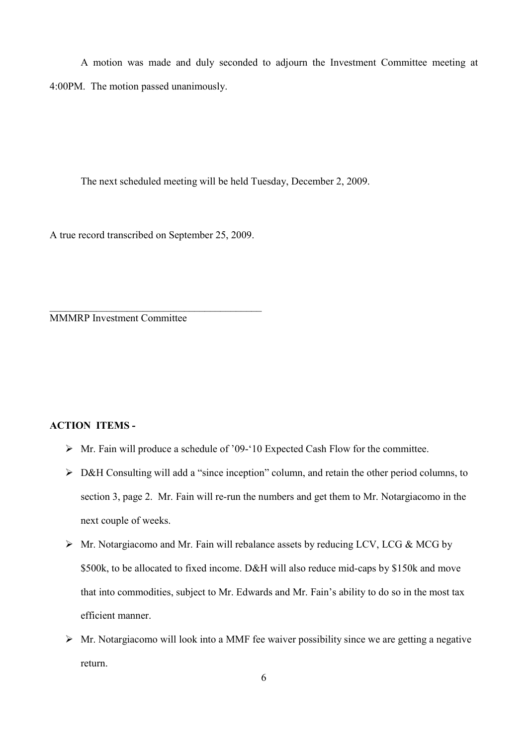A motion was made and duly seconded to adjourn the Investment Committee meeting at 4:00PM. The motion passed unanimously.

The next scheduled meeting will be held Tuesday, December 2, 2009.

A true record transcribed on September 25, 2009.

\_\_\_\_\_\_\_\_\_\_\_\_\_\_\_\_\_\_\_\_\_\_\_\_\_\_\_\_\_\_\_\_\_\_\_\_\_\_\_\_\_\_\_

MMMRP Investment Committee

**ACTION ITEMS -**

- Mr. Fain will produce a schedule of '09-'10 Expected Cash Flow for the committee.
- D&H Consulting will add a "since inception" column, and retain the other period columns, to section 3, page 2. Mr. Fain will re-run the numbers and get them to Mr. Notargiacomo in the next couple of weeks.
- Mr. Notargiacomo and Mr. Fain will rebalance assets by reducing LCV, LCG & MCG by $500k, to be allocated to fixed income. D&H will also reduce mid-caps by $150k and move that into commodities, subject to Mr. Edwards and Mr. Fain's ability to do so in the most tax efficient manner.
- Mr. Notargiacomo will look into a MMF fee waiver possibility since we are getting a negative return.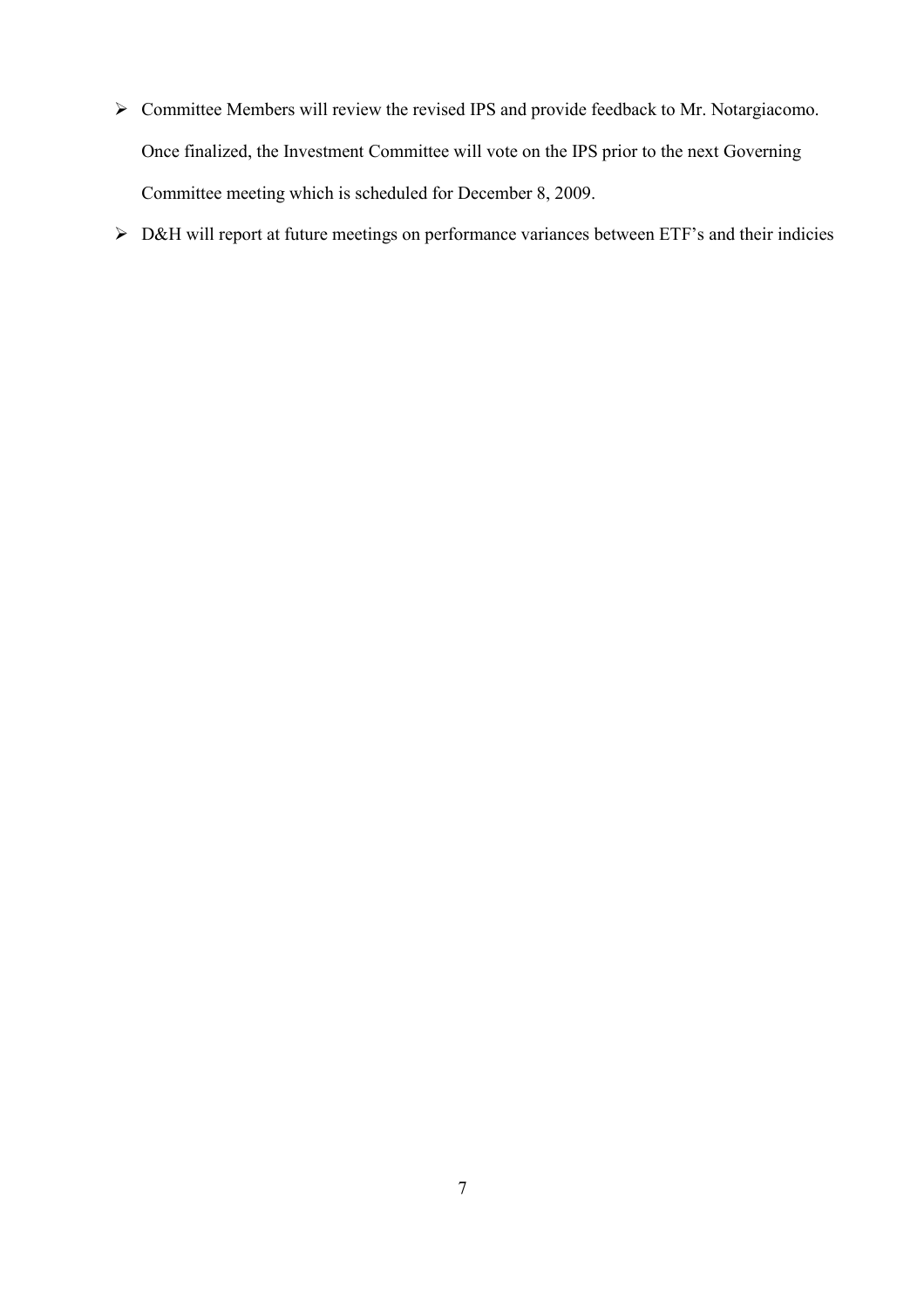- Committee Members will review the revised IPS and provide feedback to Mr. Notargiacomo. Once finalized, the Investment Committee will vote on the IPS prior to the next Governing Committee meeting which is scheduled for December 8, 2009.
- D&H will report at future meetings on performance variances between ETF's and their indicies